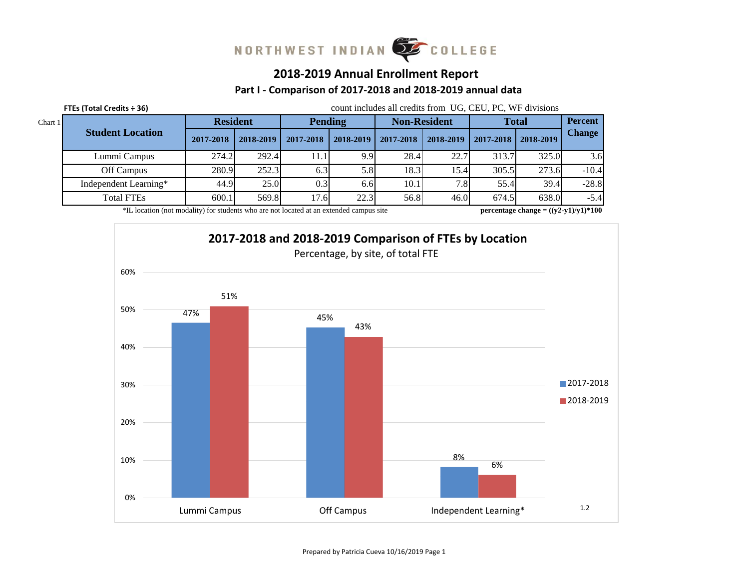NORTHWEST INDIAN COLLEGE

# 2018-2019 Annual Enrollment Report

## Part I - Comparison of 2017-2018 and 2018-2019 annual data

**FTEs (Total Credits ÷ 36)** count includes all credits from UG, CEU, PC, WF divisions

Chart 1

| Student Location | Resident | | Pending | | Non-Resident | | Total | | Percent Change |
|---|---|---|---|---|---|---|---|---|---|
| | 2017-2018 | 2018-2019 | 2017-2018 | 2018-2019 | 2017-2018 | 2018-2019 | 2017-2018 | 2018-2019 | |
| Lummi Campus | 274.2 | 292.4 | 11.1 | 9.9 | 28.4 | 22.7 | 313.7 | 325.0 | 3.6 |
| Off Campus | 280.9 | 252.3 | 6.3 | 5.8 | 18.3 | 15.4 | 305.5 | 273.6 | -10.4 |
| Independent Learning* | 44.9 | 25.0 | 0.3 | 6.6 | 10.1 | 7.8 | 55.4 | 39.4 | -28.8 |
| Total FTEs | 600.1 | 569.8 | 17.6 | 22.3 | 56.8 | 46.0 | 674.5 | 638.0 | -5.4 |

*IL location (not modality) for students who are not located at an extended campus site

**percentage change = ((y2-y1)/y1)*100**

**2017-2018 and 2018-2019 Comparison of FTEs by Location**

Percentage, by site, of total FTE

| Location | 2017-2018 | 2018-2019 |
|---|---|---|
| Lummi Campus | 47% | 51% |
| Off Campus | 45% | 43% |
| Independent Learning* | 8% | 6% |

1.2

Prepared by Patricia Cueva 10/16/2019 Page 1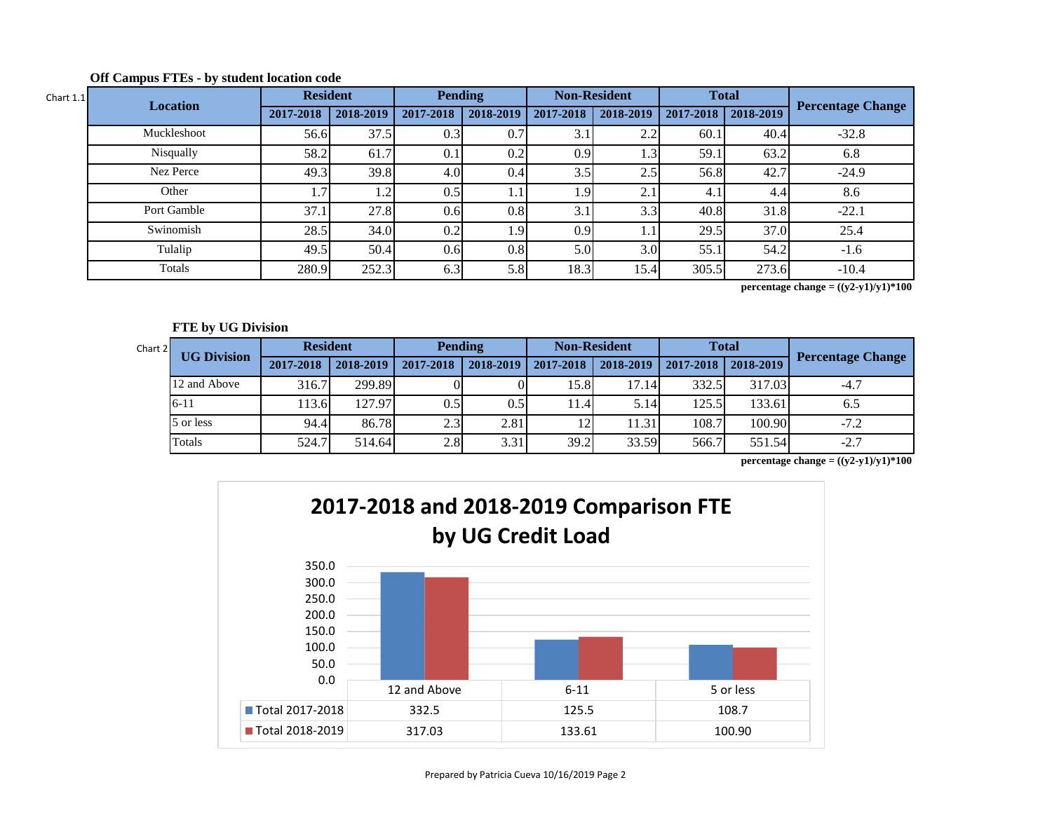**Off Campus FTEs - by student location code**

Chart 1.1

| Location | Resident | | Pending | | Non-Resident | | Total | | Percentage Change |
|---|---|---|---|---|---|---|---|---|---|
| | 2017-2018 | 2018-2019 | 2017-2018 | 2018-2019 | 2017-2018 | 2018-2019 | 2017-2018 | 2018-2019 | |
| Muckleshoot | 56.6 | 37.5 | 0.3 | 0.7 | 3.1 | 2.2 | 60.1 | 40.4 | -32.8 |
| Nisqually | 58.2 | 61.7 | 0.1 | 0.2 | 0.9 | 1.3 | 59.1 | 63.2 | 6.8 |
| Nez Perce | 49.3 | 39.8 | 4.0 | 0.4 | 3.5 | 2.5 | 56.8 | 42.7 | -24.9 |
| Other | 1.7 | 1.2 | 0.5 | 1.1 | 1.9 | 2.1 | 4.1 | 4.4 | 8.6 |
| Port Gamble | 37.1 | 27.8 | 0.6 | 0.8 | 3.1 | 3.3 | 40.8 | 31.8 | -22.1 |
| Swinomish | 28.5 | 34.0 | 0.2 | 1.9 | 0.9 | 1.1 | 29.5 | 37.0 | 25.4 |
| Tulalip | 49.5 | 50.4 | 0.6 | 0.8 | 5.0 | 3.0 | 55.1 | 54.2 | -1.6 |
| Totals | 280.9 | 252.3 | 6.3 | 5.8 | 18.3 | 15.4 | 305.5 | 273.6 | -10.4 |

**percentage change = ((y2-y1)/y1)*100**

**FTE by UG Division**

Chart 2

| UG Division | Resident | | Pending | | Non-Resident | | Total | | Percentage Change |
|---|---|---|---|---|---|---|---|---|---|
| | 2017-2018 | 2018-2019 | 2017-2018 | 2018-2019 | 2017-2018 | 2018-2019 | 2017-2018 | 2018-2019 | |
| 12 and Above | 316.7 | 299.89 | 0 | 0 | 15.8 | 17.14 | 332.5 | 317.03 | -4.7 |
| 6-11 | 113.6 | 127.97 | 0.5 | 0.5 | 11.4 | 5.14 | 125.5 | 133.61 | 6.5 |
| 5 or less | 94.4 | 86.78 | 2.3 | 2.81 | 12 | 11.31 | 108.7 | 100.90 | -7.2 |
| Totals | 524.7 | 514.64 | 2.8 | 3.31 | 39.2 | 33.59 | 566.7 | 551.54 | -2.7 |

**percentage change = ((y2-y1)/y1)*100**

**2017-2018 and 2018-2019 Comparison FTE by UG Credit Load**

| | 12 and Above | 6-11 | 5 or less |
|---|---|---|---|
| Total 2017-2018 | 332.5 | 125.5 | 108.7 |
| Total 2018-2019 | 317.03 | 133.61 | 100.90 |

Prepared by Patricia Cueva 10/16/2019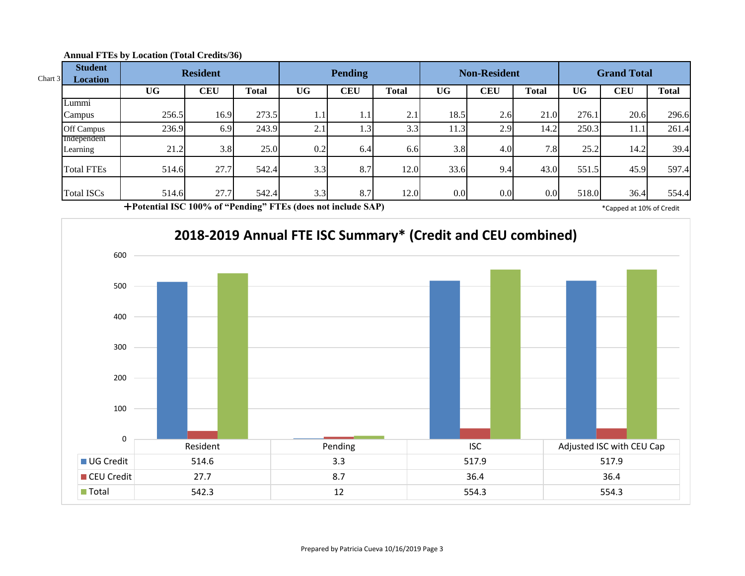**Annual FTEs by Location (Total Credits/36)**

Chart 3

| Student Location | Resident | | | Pending | | | Non-Resident | | | Grand Total | | |
|---|---|---|---|---|---|---|---|---|---|---|---|---|
| | UG | CEU | Total | UG | CEU | Total | UG | CEU | Total | UG | CEU | Total |
| Lummi Campus | 256.5 | 16.9 | 273.5 | 1.1 | 1.1 | 2.1 | 18.5 | 2.6 | 21.0 | 276.1 | 20.6 | 296.6 |
| Off Campus | 236.9 | 6.9 | 243.9 | 2.1 | 1.3 | 3.3 | 11.3 | 2.9 | 14.2 | 250.3 | 11.1 | 261.4 |
| Independent Learning | 21.2 | 3.8 | 25.0 | 0.2 | 6.4 | 6.6 | 3.8 | 4.0 | 7.8 | 25.2 | 14.2 | 39.4 |
| Total FTEs | 514.6 | 27.7 | 542.4 | 3.3 | 8.7 | 12.0 | 33.6 | 9.4 | 43.0 | 551.5 | 45.9 | 597.4 |
| Total ISCs | 514.6 | 27.7 | 542.4 | 3.3 | 8.7 | 12.0 | 0.0 | 0.0 | 0.0 | 518.0 | 36.4 | 554.4 |

**+Potential ISC 100% of "Pending" FTEs (does not include SAP)**

*Capped at 10% of Credit

## 2018-2019 Annual FTE ISC Summary* (Credit and CEU combined)

| | Resident | Pending | ISC | Adjusted ISC with CEU Cap |
|---|---|---|---|---|
| UG Credit | 514.6 | 3.3 | 517.9 | 517.9 |
| CEU Credit | 27.7 | 8.7 | 36.4 | 36.4 |
| Total | 542.3 | 12 | 554.3 | 554.3 |

Prepared by Patricia Cueva 10/16/2019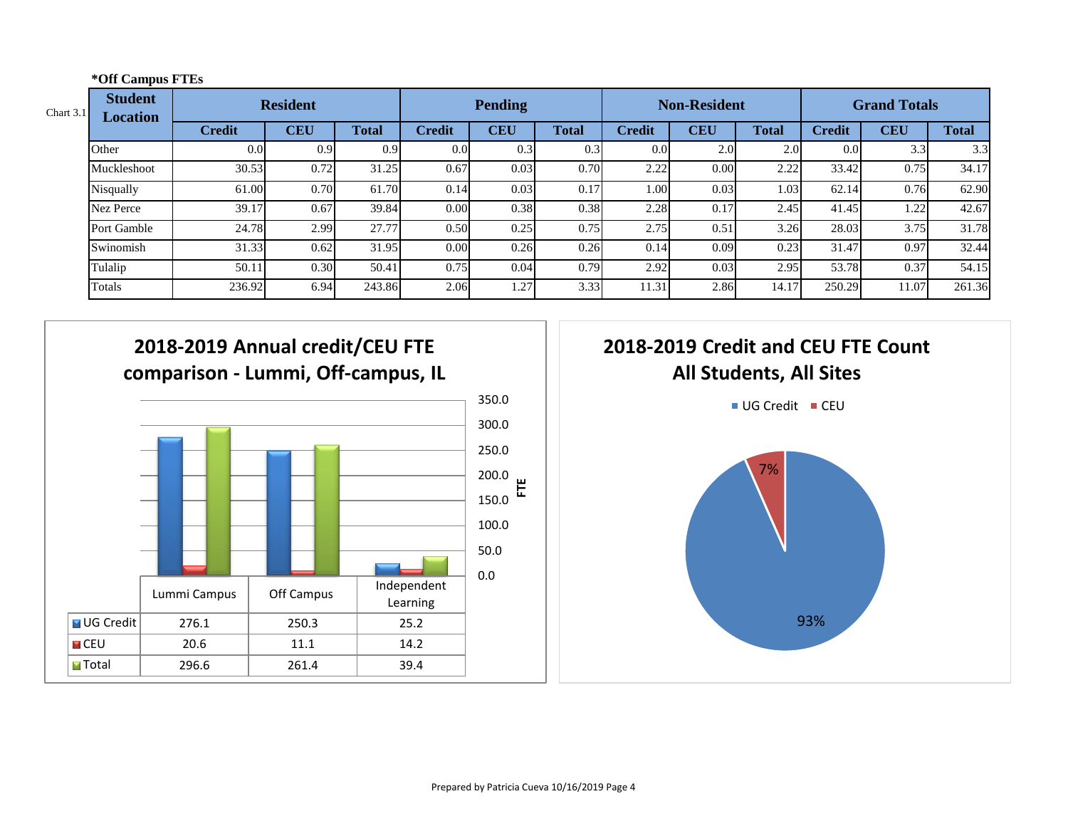**\*Off Campus FTEs**

Chart 3.1

| Student Location | Resident | | | Pending | | | Non-Resident | | | Grand Totals | | |
|---|---|---|---|---|---|---|---|---|---|---|---|---|
| | Credit | CEU | Total | Credit | CEU | Total | Credit | CEU | Total | Credit | CEU | Total |
| Other | 0.0 | 0.9 | 0.9 | 0.0 | 0.3 | 0.3 | 0.0 | 2.0 | 2.0 | 0.0 | 3.3 | 3.3 |
| Muckleshoot | 30.53 | 0.72 | 31.25 | 0.67 | 0.03 | 0.70 | 2.22 | 0.00 | 2.22 | 33.42 | 0.75 | 34.17 |
| Nisqually | 61.00 | 0.70 | 61.70 | 0.14 | 0.03 | 0.17 | 1.00 | 0.03 | 1.03 | 62.14 | 0.76 | 62.90 |
| Nez Perce | 39.17 | 0.67 | 39.84 | 0.00 | 0.38 | 0.38 | 2.28 | 0.17 | 2.45 | 41.45 | 1.22 | 42.67 |
| Port Gamble | 24.78 | 2.99 | 27.77 | 0.50 | 0.25 | 0.75 | 2.75 | 0.51 | 3.26 | 28.03 | 3.75 | 31.78 |
| Swinomish | 31.33 | 0.62 | 31.95 | 0.00 | 0.26 | 0.26 | 0.14 | 0.09 | 0.23 | 31.47 | 0.97 | 32.44 |
| Tulalip | 50.11 | 0.30 | 50.41 | 0.75 | 0.04 | 0.79 | 2.92 | 0.03 | 2.95 | 53.78 | 0.37 | 54.15 |
| Totals | 236.92 | 6.94 | 243.86 | 2.06 | 1.27 | 3.33 | 11.31 | 2.86 | 14.17 | 250.29 | 11.07 | 261.36 |

**2018-2019 Annual credit/CEU FTE comparison - Lummi, Off-campus, IL**

| | Lummi Campus | Off Campus | Independent Learning |
|---|---|---|---|
| UG Credit | 276.1 | 250.3 | 25.2 |
| CEU | 20.6 | 11.1 | 14.2 |
| Total | 296.6 | 261.4 | 39.4 |

**2018-2019 Credit and CEU FTE Count All Students, All Sites**

UG Credit: 93%; CEU: 7%

Prepared by Patricia Cueva 10/16/2019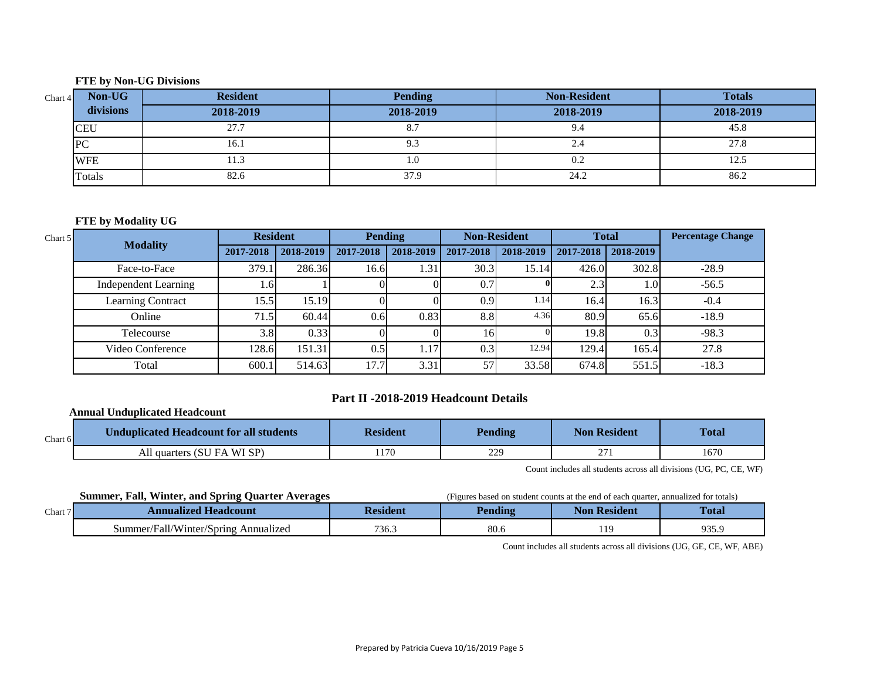### FTE by Non-UG Divisions

Chart 4

| Non-UG divisions | Resident | Pending | Non-Resident | Totals |
|---|---|---|---|---|
| | 2018-2019 | 2018-2019 | 2018-2019 | 2018-2019 |
| CEU | 27.7 | 8.7 | 9.4 | 45.8 |
| PC | 16.1 | 9.3 | 2.4 | 27.8 |
| WFE | 11.3 | 1.0 | 0.2 | 12.5 |
| Totals | 82.6 | 37.9 | 24.2 | 86.2 |

### FTE by Modality UG

Chart 5

| Modality | Resident | | Pending | | Non-Resident | | Total | | Percentage Change |
|---|---|---|---|---|---|---|---|---|---|
| | 2017-2018 | 2018-2019 | 2017-2018 | 2018-2019 | 2017-2018 | 2018-2019 | 2017-2018 | 2018-2019 | |
| Face-to-Face | 379.1 | 286.36 | 16.6 | 1.31 | 30.3 | 15.14 | 426.0 | 302.8 | -28.9 |
| Independent Learning | 1.6 | 1 | 0 | 0 | 0.7 | 0 | 2.3 | 1.0 | -56.5 |
| Learning Contract | 15.5 | 15.19 | 0 | 0 | 0.9 | 1.14 | 16.4 | 16.3 | -0.4 |
| Online | 71.5 | 60.44 | 0.6 | 0.83 | 8.8 | 4.36 | 80.9 | 65.6 | -18.9 |
| Telecourse | 3.8 | 0.33 | 0 | 0 | 16 | 0 | 19.8 | 0.3 | -98.3 |
| Video Conference | 128.6 | 151.31 | 0.5 | 1.17 | 0.3 | 12.94 | 129.4 | 165.4 | 27.8 |
| Total | 600.1 | 514.63 | 17.7 | 3.31 | 57 | 33.58 | 674.8 | 551.5 | -18.3 |

## Part II -2018-2019 Headcount Details

### Annual Unduplicated Headcount

Chart 6

| Unduplicated Headcount for all students | Resident | Pending | Non Resident | Total |
|---|---|---|---|---|
| All quarters (SU FA WI SP) | 1170 | 229 | 271 | 1670 |

Count includes all students across all divisions (UG, PC, CE, WF)

### Summer, Fall, Winter, and Spring Quarter Averages

(Figures based on student counts at the end of each quarter, annualized for totals)

Chart 7

| Annualized Headcount | Resident | Pending | Non Resident | Total |
|---|---|---|---|---|
| Summer/Fall/Winter/Spring Annualized | 736.3 | 80.6 | 119 | 935.9 |

Count includes all students across all divisions (UG, GE, CE, WF, ABE)

Prepared by Patricia Cueva 10/16/2019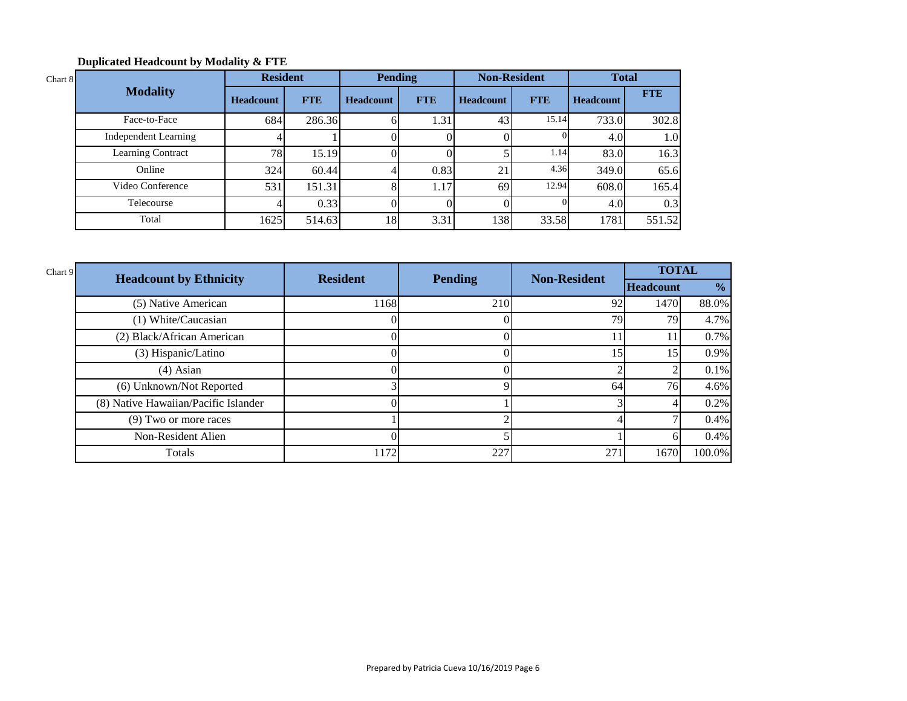**Duplicated Headcount by Modality & FTE**

Chart 8

| Modality | Resident | | Pending | | Non-Resident | | Total | |
|---|---|---|---|---|---|---|---|---|
| | Headcount | FTE | Headcount | FTE | Headcount | FTE | Headcount | FTE |
| Face-to-Face | 684 | 286.36 | 6 | 1.31 | 43 | 15.14 | 733.0 | 302.8 |
| Independent Learning | 4 | 1 | 0 | 0 | 0 | 0 | 4.0 | 1.0 |
| Learning Contract | 78 | 15.19 | 0 | 0 | 5 | 1.14 | 83.0 | 16.3 |
| Online | 324 | 60.44 | 4 | 0.83 | 21 | 4.36 | 349.0 | 65.6 |
| Video Conference | 531 | 151.31 | 8 | 1.17 | 69 | 12.94 | 608.0 | 165.4 |
| Telecourse | 4 | 0.33 | 0 | 0 | 0 | 0 | 4.0 | 0.3 |
| Total | 1625 | 514.63 | 18 | 3.31 | 138 | 33.58 | 1781 | 551.52 |

Chart 9

| Headcount by Ethnicity | Resident | Pending | Non-Resident | TOTAL | |
|---|---|---|---|---|---|
| | | | | Headcount | % |
| (5) Native American | 1168 | 210 | 92 | 1470 | 88.0% |
| (1) White/Caucasian | 0 | 0 | 79 | 79 | 4.7% |
| (2) Black/African American | 0 | 0 | 11 | 11 | 0.7% |
| (3) Hispanic/Latino | 0 | 0 | 15 | 15 | 0.9% |
| (4) Asian | 0 | 0 | 2 | 2 | 0.1% |
| (6) Unknown/Not Reported | 3 | 9 | 64 | 76 | 4.6% |
| (8) Native Hawaiian/Pacific Islander | 0 | 1 | 3 | 4 | 0.2% |
| (9) Two or more races | 1 | 2 | 4 | 7 | 0.4% |
| Non-Resident Alien | 0 | 5 | 1 | 6 | 0.4% |
| Totals | 1172 | 227 | 271 | 1670 | 100.0% |

Prepared by Patricia Cueva 10/16/2019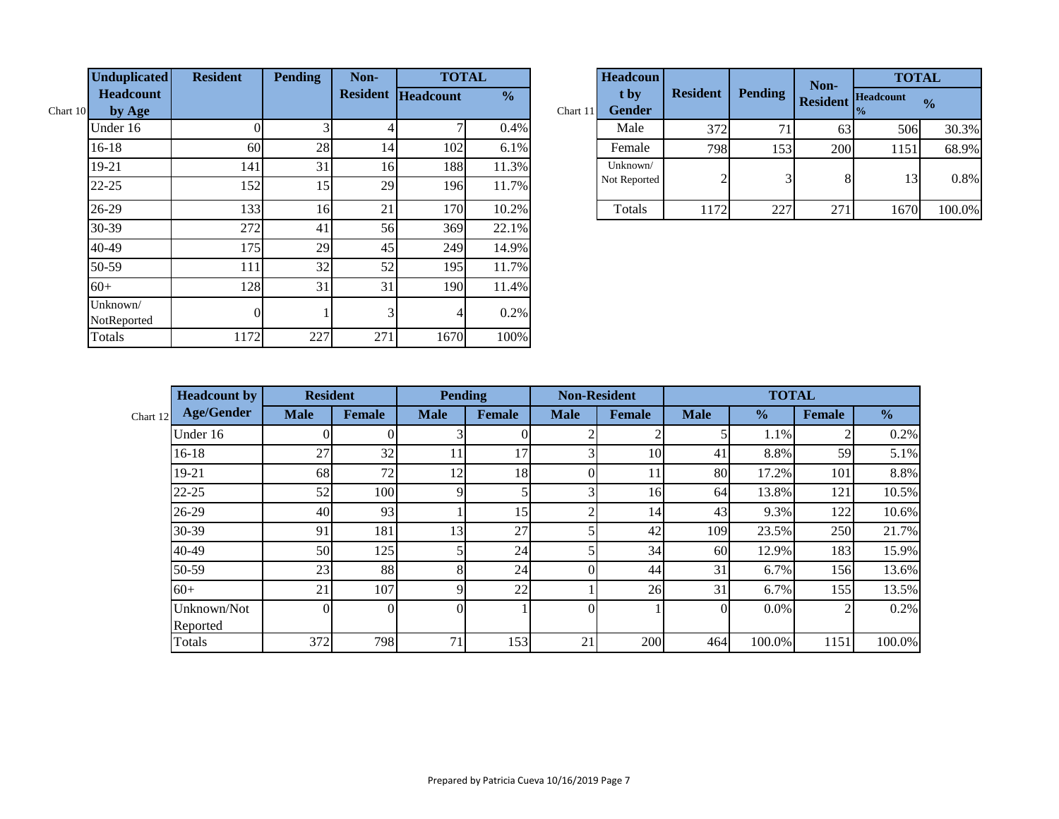Chart 10

| Unduplicated Headcount by Age | Resident | Pending | Non-Resident | TOTAL | |
|---|---|---|---|---|---|
| | | | | Headcount | % |
| Under 16 | 0 | 3 | 4 | 7 | 0.4% |
| 16-18 | 60 | 28 | 14 | 102 | 6.1% |
| 19-21 | 141 | 31 | 16 | 188 | 11.3% |
| 22-25 | 152 | 15 | 29 | 196 | 11.7% |
| 26-29 | 133 | 16 | 21 | 170 | 10.2% |
| 30-39 | 272 | 41 | 56 | 369 | 22.1% |
| 40-49 | 175 | 29 | 45 | 249 | 14.9% |
| 50-59 | 111 | 32 | 52 | 195 | 11.7% |
| 60+ | 128 | 31 | 31 | 190 | 11.4% |
| Unknown/ NotReported | 0 | 1 | 3 | 4 | 0.2% |
| Totals | 1172 | 227 | 271 | 1670 | 100% |

Chart 11

| Headcount by Gender | Resident | Pending | Non-Resident | TOTAL | |
|---|---|---|---|---|---|
| | | | | Headcount | % |
| Male | 372 | 71 | 63 | 506 | 30.3% |
| Female | 798 | 153 | 200 | 1151 | 68.9% |
| Unknown/ Not Reported | 2 | 3 | 8 | 13 | 0.8% |
| Totals | 1172 | 227 | 271 | 1670 | 100.0% |

Chart 12

| Headcount by Age/Gender | Resident | | Pending | | Non-Resident | | TOTAL | | | |
|---|---|---|---|---|---|---|---|---|---|---|
| | Male | Female | Male | Female | Male | Female | Male | % | Female | % |
| Under 16 | 0 | 0 | 3 | 0 | 2 | 2 | 5 | 1.1% | 2 | 0.2% |
| 16-18 | 27 | 32 | 11 | 17 | 3 | 10 | 41 | 8.8% | 59 | 5.1% |
| 19-21 | 68 | 72 | 12 | 18 | 0 | 11 | 80 | 17.2% | 101 | 8.8% |
| 22-25 | 52 | 100 | 9 | 5 | 3 | 16 | 64 | 13.8% | 121 | 10.5% |
| 26-29 | 40 | 93 | 1 | 15 | 2 | 14 | 43 | 9.3% | 122 | 10.6% |
| 30-39 | 91 | 181 | 13 | 27 | 5 | 42 | 109 | 23.5% | 250 | 21.7% |
| 40-49 | 50 | 125 | 5 | 24 | 5 | 34 | 60 | 12.9% | 183 | 15.9% |
| 50-59 | 23 | 88 | 8 | 24 | 0 | 44 | 31 | 6.7% | 156 | 13.6% |
| 60+ | 21 | 107 | 9 | 22 | 1 | 26 | 31 | 6.7% | 155 | 13.5% |
| Unknown/Not Reported | 0 | 0 | 0 | 1 | 0 | 1 | 0 | 0.0% | 2 | 0.2% |
| Totals | 372 | 798 | 71 | 153 | 21 | 200 | 464 | 100.0% | 1151 | 100.0% |

Prepared by Patricia Cueva 10/16/2019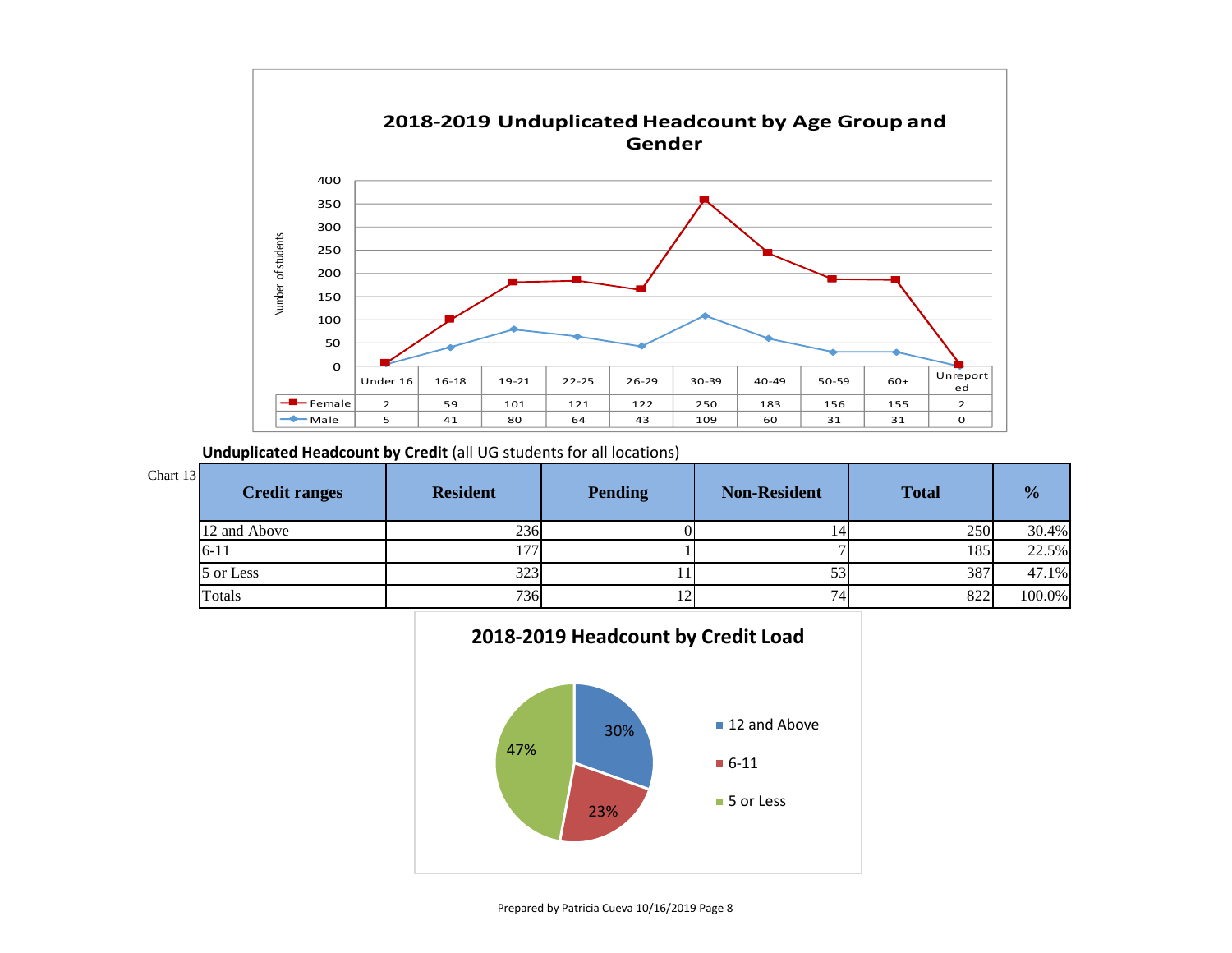## 2018-2019 Unduplicated Headcount by Age Group and Gender

| | Under 16 | 16-18 | 19-21 | 22-25 | 26-29 | 30-39 | 40-49 | 50-59 | 60+ | Unreported |
|---|---|---|---|---|---|---|---|---|---|---|
| Female | 2 | 59 | 101 | 121 | 122 | 250 | 183 | 156 | 155 | 2 |
| Male | 5 | 41 | 80 | 64 | 43 | 109 | 60 | 31 | 31 | 0 |

**Unduplicated Headcount by Credit** (all UG students for all locations)

Chart 13

| Credit ranges | Resident | Pending | Non-Resident | Total | % |
|---|---|---|---|---|---|
| 12 and Above | 236 | 0 | 14 | 250 | 30.4% |
| 6-11 | 177 | 1 | 7 | 185 | 22.5% |
| 5 or Less | 323 | 11 | 53 | 387 | 47.1% |
| Totals | 736 | 12 | 74 | 822 | 100.0% |

## 2018-2019 Headcount by Credit Load

- 12 and Above: 30%
- 6-11: 23%
- 5 or Less: 47%

Prepared by Patricia Cueva 10/16/2019 Page 8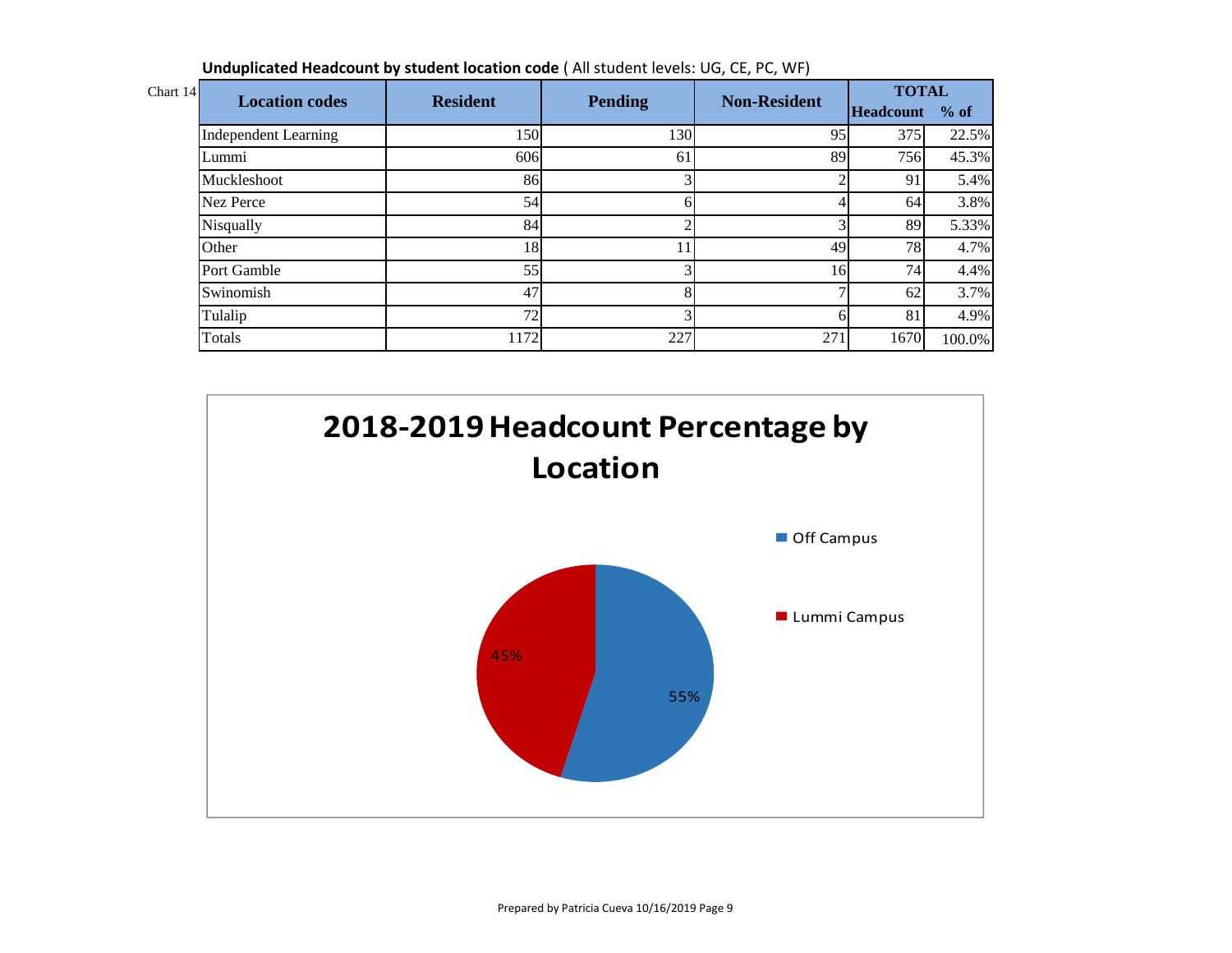**Unduplicated Headcount by student location code** ( All student levels: UG, CE, PC, WF)

Chart 14

| Location codes | Resident | Pending | Non-Resident | TOTAL Headcount | % of |
|---|---|---|---|---|---|
| Independent Learning | 150 | 130 | 95 | 375 | 22.5% |
| Lummi | 606 | 61 | 89 | 756 | 45.3% |
| Muckleshoot | 86 | 3 | 2 | 91 | 5.4% |
| Nez Perce | 54 | 6 | 4 | 64 | 3.8% |
| Nisqually | 84 | 2 | 3 | 89 | 5.33% |
| Other | 18 | 11 | 49 | 78 | 4.7% |
| Port Gamble | 55 | 3 | 16 | 74 | 4.4% |
| Swinomish | 47 | 8 | 7 | 62 | 3.7% |
| Tulalip | 72 | 3 | 6 | 81 | 4.9% |
| Totals | 1172 | 227 | 271 | 1670 | 100.0% |

**2018-2019 Headcount Percentage by Location**

| Location | Percentage |
|---|---|
| Off Campus | 55% |
| Lummi Campus | 45% |

Prepared by Patricia Cueva 10/16/2019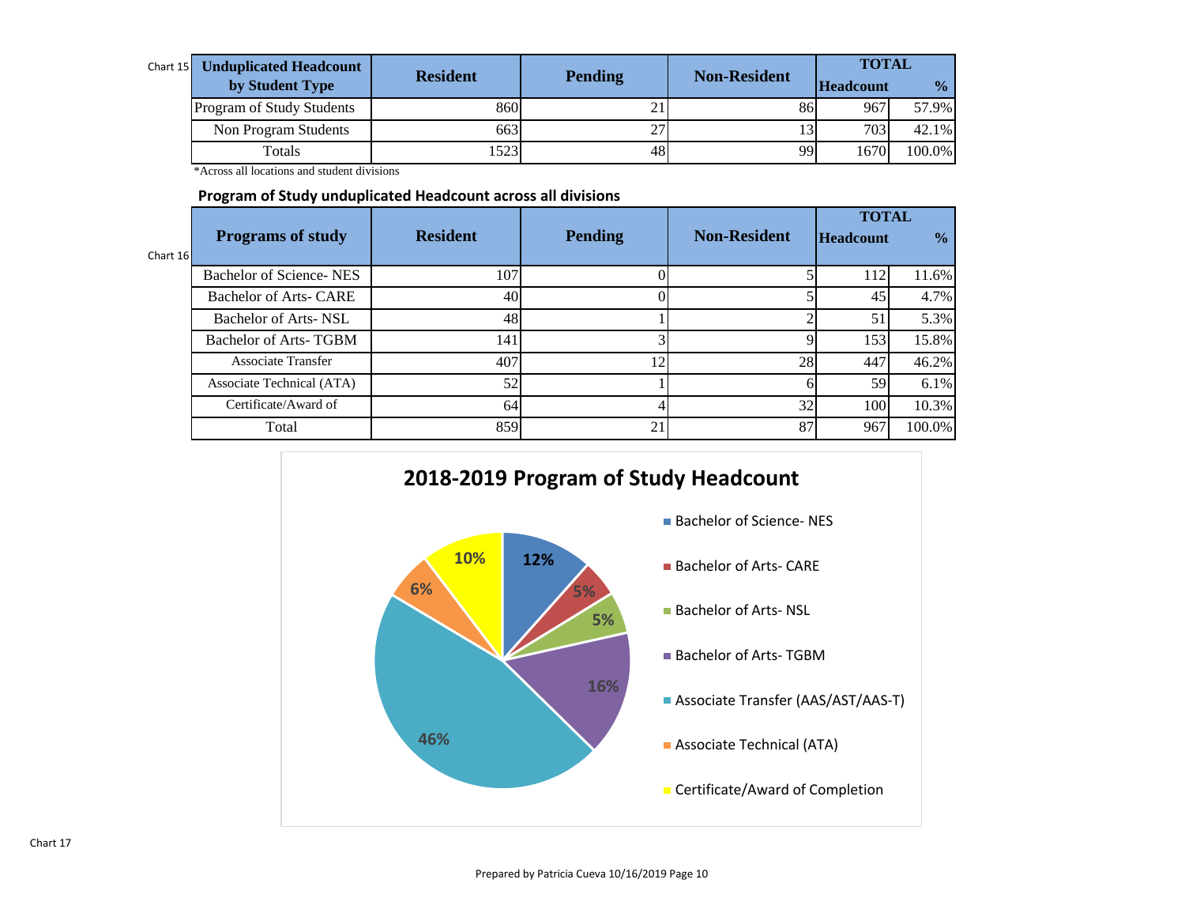Chart 15

| Unduplicated Headcount by Student Type | Resident | Pending | Non-Resident | TOTAL Headcount | % |
|---|---|---|---|---|---|
| Program of Study Students | 860 | 21 | 86 | 967 | 57.9% |
| Non Program Students | 663 | 27 | 13 | 703 | 42.1% |
| Totals | 1523 | 48 | 99 | 1670 | 100.0% |

*Across all locations and student divisions

**Program of Study unduplicated Headcount across all divisions**

Chart 16

| Programs of study | Resident | Pending | Non-Resident | TOTAL Headcount | % |
|---|---|---|---|---|---|
| Bachelor of Science- NES | 107 | 0 | 5 | 112 | 11.6% |
| Bachelor of Arts- CARE | 40 | 0 | 5 | 45 | 4.7% |
| Bachelor of Arts- NSL | 48 | 1 | 2 | 51 | 5.3% |
| Bachelor of Arts- TGBM | 141 | 3 | 9 | 153 | 15.8% |
| Associate Transfer | 407 | 12 | 28 | 447 | 46.2% |
| Associate Technical (ATA) | 52 | 1 | 6 | 59 | 6.1% |
| Certificate/Award of | 64 | 4 | 32 | 100 | 10.3% |
| Total | 859 | 21 | 87 | 967 | 100.0% |

**2018-2019 Program of Study Headcount**

| Program | % |
|---|---|
| Bachelor of Science- NES | 12% |
| Bachelor of Arts- CARE | 5% |
| Bachelor of Arts- NSL | 5% |
| Bachelor of Arts- TGBM | 16% |
| Associate Transfer (AAS/AST/AAS-T) | 46% |
| Associate Technical (ATA) | 6% |
| Certificate/Award of Completion | 10% |

Chart 17

Prepared by Patricia Cueva 10/16/2019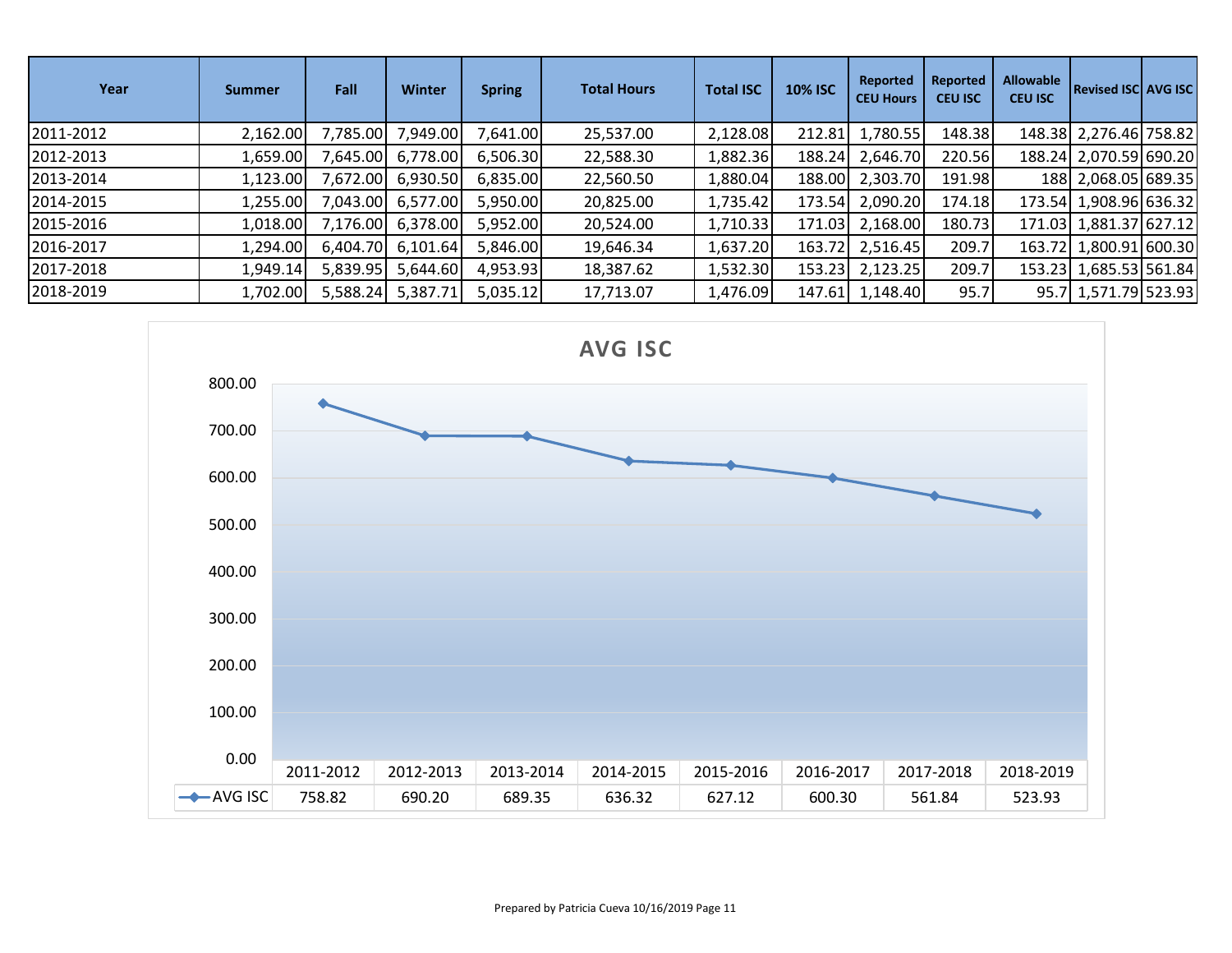| Year | Summer | Fall | Winter | Spring | Total Hours | Total ISC | 10% ISC | Reported CEU Hours | Reported CEU ISC | Allowable CEU ISC | Revised ISC | AVG ISC |
|---|---|---|---|---|---|---|---|---|---|---|---|---|
| 2011-2012 | 2,162.00 | 7,785.00 | 7,949.00 | 7,641.00 | 25,537.00 | 2,128.08 | 212.81 | 1,780.55 | 148.38 | 148.38 | 2,276.46 | 758.82 |
| 2012-2013 | 1,659.00 | 7,645.00 | 6,778.00 | 6,506.30 | 22,588.30 | 1,882.36 | 188.24 | 2,646.70 | 220.56 | 188.24 | 2,070.59 | 690.20 |
| 2013-2014 | 1,123.00 | 7,672.00 | 6,930.50 | 6,835.00 | 22,560.50 | 1,880.04 | 188.00 | 2,303.70 | 191.98 | 188 | 2,068.05 | 689.35 |
| 2014-2015 | 1,255.00 | 7,043.00 | 6,577.00 | 5,950.00 | 20,825.00 | 1,735.42 | 173.54 | 2,090.20 | 174.18 | 173.54 | 1,908.96 | 636.32 |
| 2015-2016 | 1,018.00 | 7,176.00 | 6,378.00 | 5,952.00 | 20,524.00 | 1,710.33 | 171.03 | 2,168.00 | 180.73 | 171.03 | 1,881.37 | 627.12 |
| 2016-2017 | 1,294.00 | 6,404.70 | 6,101.64 | 5,846.00 | 19,646.34 | 1,637.20 | 163.72 | 2,516.45 | 209.7 | 163.72 | 1,800.91 | 600.30 |
| 2017-2018 | 1,949.14 | 5,839.95 | 5,644.60 | 4,953.93 | 18,387.62 | 1,532.30 | 153.23 | 2,123.25 | 209.7 | 153.23 | 1,685.53 | 561.84 |
| 2018-2019 | 1,702.00 | 5,588.24 | 5,387.71 | 5,035.12 | 17,713.07 | 1,476.09 | 147.61 | 1,148.40 | 95.7 | 95.7 | 1,571.79 | 523.93 |

AVG ISC

800.00
700.00
600.00
500.00
400.00
300.00
200.00
100.00
0.00

2011-2012 2012-2013 2013-2014 2014-2015 2015-2016 2016-2017 2017-2018 2018-2019

AVG ISC 758.82 690.20 689.35 636.32 627.12 600.30 561.84 523.93

Prepared by Patricia Cueva 10/16/2019